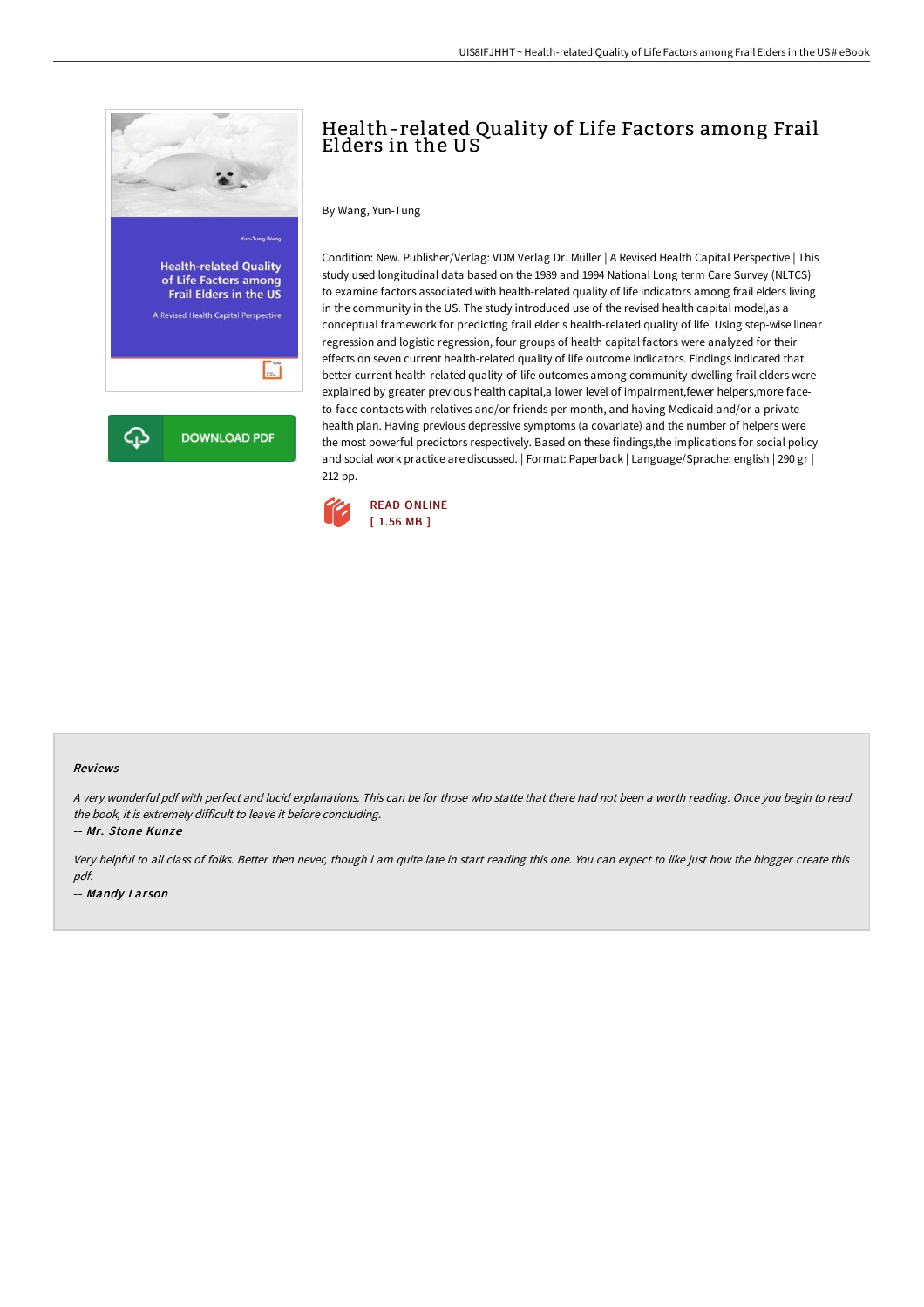# Health-related Quality of Life Factors among Frail Elders in the US

By Wang, Yun-Tung

Condition: New. Publisher/Verlag: VDM Verlag Dr. Müller | A Revised Health Capital Perspective | This study used longitudinal data based on the 1989 and 1994 National Long term Care Survey (NLTCS) to examine factors associated with health-related quality of life indicators among frail elders living in the community in the US. The study introduced use of the revised health capital model,as a conceptual framework for predicting frail elder s health-related quality of life. Using step-wise linear regression and logistic regression, four groups of health capital factors were analyzed for their effects on seven current health-related quality of life outcome indicators. Findings indicated that better current health-related quality-of-life outcomes among community-dwelling frail elders were explained by greater previous health capital,a lower level of impairment,fewer helpers,more face-to-face contacts with relatives and/or friends per month, and having Medicaid and/or a private health plan. Having previous depressive symptoms (a covariate) and the number of helpers were the most powerful predictors respectively. Based on these findings,the implications for social policy and social work practice are discussed. | Format: Paperback | Language/Sprache: english | 290 gr | 212 pp.

READ ONLINE
[ 1.56 MB ]

DOWNLOAD PDF

#### Reviews

*A very wonderful pdf with perfect and lucid explanations. This can be for those who statte that there had not been a worth reading. Once you begin to read the book, it is extremely difficult to leave it before concluding.*

-- *Mr. Stone Kunze*

*Very helpful to all class of folks. Better then never, though i am quite late in start reading this one. You can expect to like just how the blogger create this pdf.*

-- *Mandy Larson*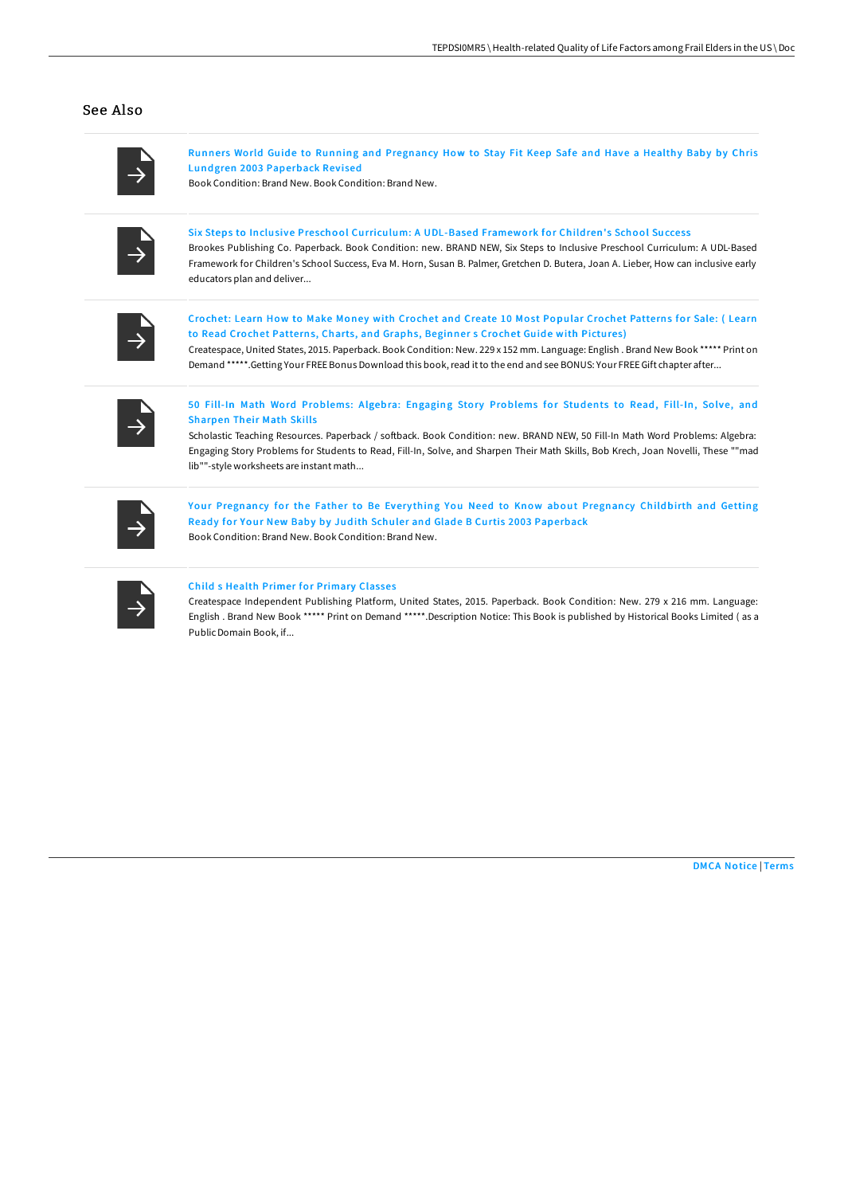## See Also

[Runners World Guide to Running and Pregnancy How to Stay Fit Keep Safe and Have a Healthy Baby by Chris Lundgren 2003 Paperback Revised]

Book Condition: Brand New. Book Condition: Brand New.

[Six Steps to Inclusive Preschool Curriculum: A UDL-Based Framework for Children's School Success]

Brookes Publishing Co. Paperback. Book Condition: new. BRAND NEW, Six Steps to Inclusive Preschool Curriculum: A UDL-Based Framework for Children's School Success, Eva M. Horn, Susan B. Palmer, Gretchen D. Butera, Joan A. Lieber, How can inclusive early educators plan and deliver...

[Crochet: Learn How to Make Money with Crochet and Create 10 Most Popular Crochet Patterns for Sale: ( Learn to Read Crochet Patterns, Charts, and Graphs, Beginner s Crochet Guide with Pictures)]

Createspace, United States, 2015. Paperback. Book Condition: New. 229 x 152 mm. Language: English . Brand New Book ***** Print on Demand *****.Getting Your FREE Bonus Download this book, read it to the end and see BONUS: Your FREE Gift chapter after...

[50 Fill-In Math Word Problems: Algebra: Engaging Story Problems for Students to Read, Fill-In, Solve, and Sharpen Their Math Skills]

Scholastic Teaching Resources. Paperback / softback. Book Condition: new. BRAND NEW, 50 Fill-In Math Word Problems: Algebra: Engaging Story Problems for Students to Read, Fill-In, Solve, and Sharpen Their Math Skills, Bob Krech, Joan Novelli, These ""mad lib""-style worksheets are instant math...

[Your Pregnancy for the Father to Be Everything You Need to Know about Pregnancy Childbirth and Getting Ready for Your New Baby by Judith Schuler and Glade B Curtis 2003 Paperback]

Book Condition: Brand New. Book Condition: Brand New.

[Child s Health Primer for Primary Classes]

Createspace Independent Publishing Platform, United States, 2015. Paperback. Book Condition: New. 279 x 216 mm. Language: English . Brand New Book ***** Print on Demand *****.Description Notice: This Book is published by Historical Books Limited ( as a Public Domain Book, if...

DMCA Notice | Terms